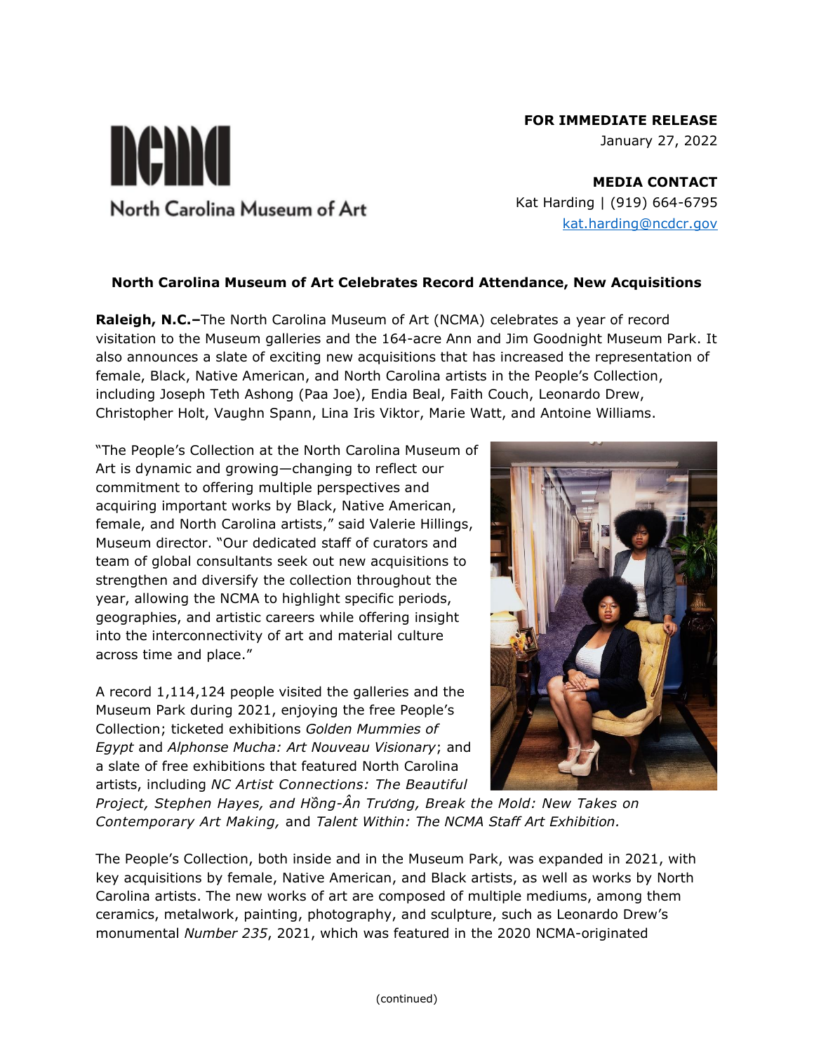North Carolina Museum of Art

**FOR IMMEDIATE RELEASE**
January 27, 2022

**MEDIA CONTACT**
Kat Harding | (919) 664-6795
kat.harding@ncdcr.gov

**North Carolina Museum of Art Celebrates Record Attendance, New Acquisitions**

**Raleigh, N.C.–**The North Carolina Museum of Art (NCMA) celebrates a year of record visitation to the Museum galleries and the 164-acre Ann and Jim Goodnight Museum Park. It also announces a slate of exciting new acquisitions that has increased the representation of female, Black, Native American, and North Carolina artists in the People's Collection, including Joseph Teth Ashong (Paa Joe), Endia Beal, Faith Couch, Leonardo Drew, Christopher Holt, Vaughn Spann, Lina Iris Viktor, Marie Watt, and Antoine Williams.

"The People's Collection at the North Carolina Museum of Art is dynamic and growing—changing to reflect our commitment to offering multiple perspectives and acquiring important works by Black, Native American, female, and North Carolina artists," said Valerie Hillings, Museum director. "Our dedicated staff of curators and team of global consultants seek out new acquisitions to strengthen and diversify the collection throughout the year, allowing the NCMA to highlight specific periods, geographies, and artistic careers while offering insight into the interconnectivity of art and material culture across time and place."

A record 1,114,124 people visited the galleries and the Museum Park during 2021, enjoying the free People's Collection; ticketed exhibitions *Golden Mummies of Egypt* and *Alphonse Mucha: Art Nouveau Visionary*; and a slate of free exhibitions that featured North Carolina artists, including *NC Artist Connections: The Beautiful Project, Stephen Hayes, and Hồng-Ân Trương, Break the Mold: New Takes on Contemporary Art Making,* and *Talent Within: The NCMA Staff Art Exhibition.*

The People's Collection, both inside and in the Museum Park, was expanded in 2021, with key acquisitions by female, Native American, and Black artists, as well as works by North Carolina artists. The new works of art are composed of multiple mediums, among them ceramics, metalwork, painting, photography, and sculpture, such as Leonardo Drew's monumental *Number 235*, 2021, which was featured in the 2020 NCMA-originated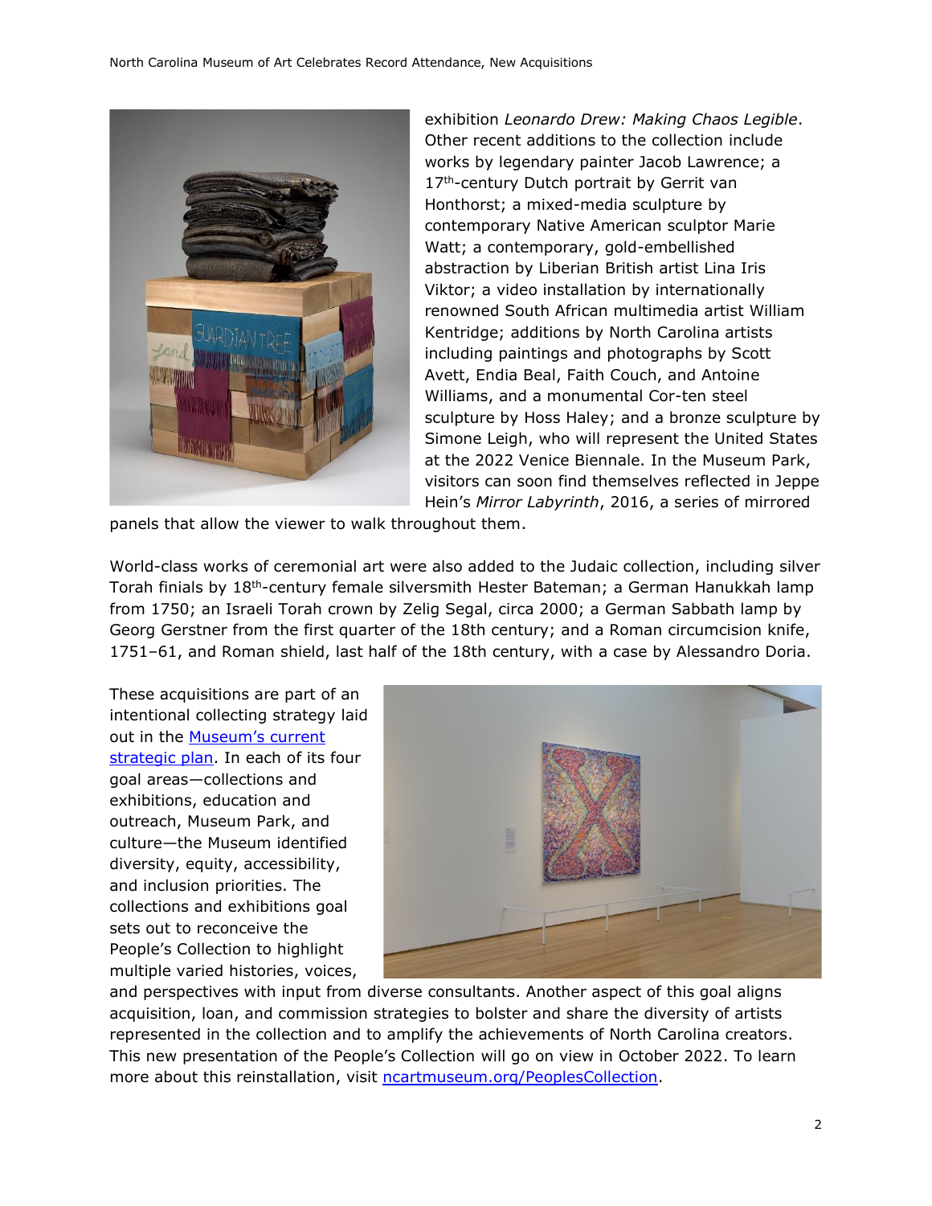exhibition *Leonardo Drew: Making Chaos Legible*. Other recent additions to the collection include works by legendary painter Jacob Lawrence; a 17th-century Dutch portrait by Gerrit van Honthorst; a mixed-media sculpture by contemporary Native American sculptor Marie Watt; a contemporary, gold-embellished abstraction by Liberian British artist Lina Iris Viktor; a video installation by internationally renowned South African multimedia artist William Kentridge; additions by North Carolina artists including paintings and photographs by Scott Avett, Endia Beal, Faith Couch, and Antoine Williams, and a monumental Cor-ten steel sculpture by Hoss Haley; and a bronze sculpture by Simone Leigh, who will represent the United States at the 2022 Venice Biennale. In the Museum Park, visitors can soon find themselves reflected in Jeppe Hein's *Mirror Labyrinth*, 2016, a series of mirrored panels that allow the viewer to walk throughout them.

World-class works of ceremonial art were also added to the Judaic collection, including silver Torah finials by 18th-century female silversmith Hester Bateman; a German Hanukkah lamp from 1750; an Israeli Torah crown by Zelig Segal, circa 2000; a German Sabbath lamp by Georg Gerstner from the first quarter of the 18th century; and a Roman circumcision knife, 1751–61, and Roman shield, last half of the 18th century, with a case by Alessandro Doria.

These acquisitions are part of an intentional collecting strategy laid out in the [Museum's current strategic plan](). In each of its four goal areas—collections and exhibitions, education and outreach, Museum Park, and culture—the Museum identified diversity, equity, accessibility, and inclusion priorities. The collections and exhibitions goal sets out to reconceive the People's Collection to highlight multiple varied histories, voices, and perspectives with input from diverse consultants. Another aspect of this goal aligns acquisition, loan, and commission strategies to bolster and share the diversity of artists represented in the collection and to amplify the achievements of North Carolina creators. This new presentation of the People's Collection will go on view in October 2022. To learn more about this reinstallation, visit [ncartmuseum.org/PeoplesCollection]().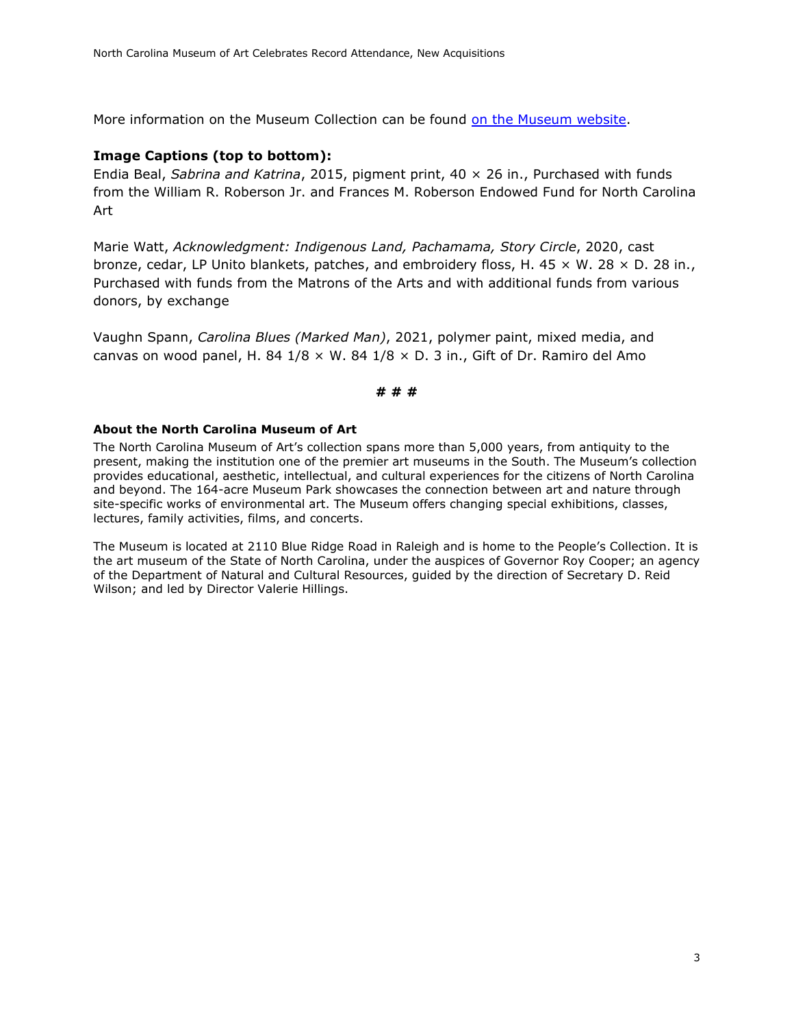More information on the Museum Collection can be found on the Museum website.

### Image Captions (top to bottom):

Endia Beal, *Sabrina and Katrina*, 2015, pigment print, 40 × 26 in., Purchased with funds from the William R. Roberson Jr. and Frances M. Roberson Endowed Fund for North Carolina Art

Marie Watt, *Acknowledgment: Indigenous Land, Pachamama, Story Circle*, 2020, cast bronze, cedar, LP Unito blankets, patches, and embroidery floss, H. 45 × W. 28 × D. 28 in., Purchased with funds from the Matrons of the Arts and with additional funds from various donors, by exchange

Vaughn Spann, *Carolina Blues (Marked Man)*, 2021, polymer paint, mixed media, and canvas on wood panel, H. 84 1/8 × W. 84 1/8 × D. 3 in., Gift of Dr. Ramiro del Amo

**# # #**

**About the North Carolina Museum of Art**

The North Carolina Museum of Art's collection spans more than 5,000 years, from antiquity to the present, making the institution one of the premier art museums in the South. The Museum's collection provides educational, aesthetic, intellectual, and cultural experiences for the citizens of North Carolina and beyond. The 164-acre Museum Park showcases the connection between art and nature through site-specific works of environmental art. The Museum offers changing special exhibitions, classes, lectures, family activities, films, and concerts.

The Museum is located at 2110 Blue Ridge Road in Raleigh and is home to the People's Collection. It is the art museum of the State of North Carolina, under the auspices of Governor Roy Cooper; an agency of the Department of Natural and Cultural Resources, guided by the direction of Secretary D. Reid Wilson; and led by Director Valerie Hillings.